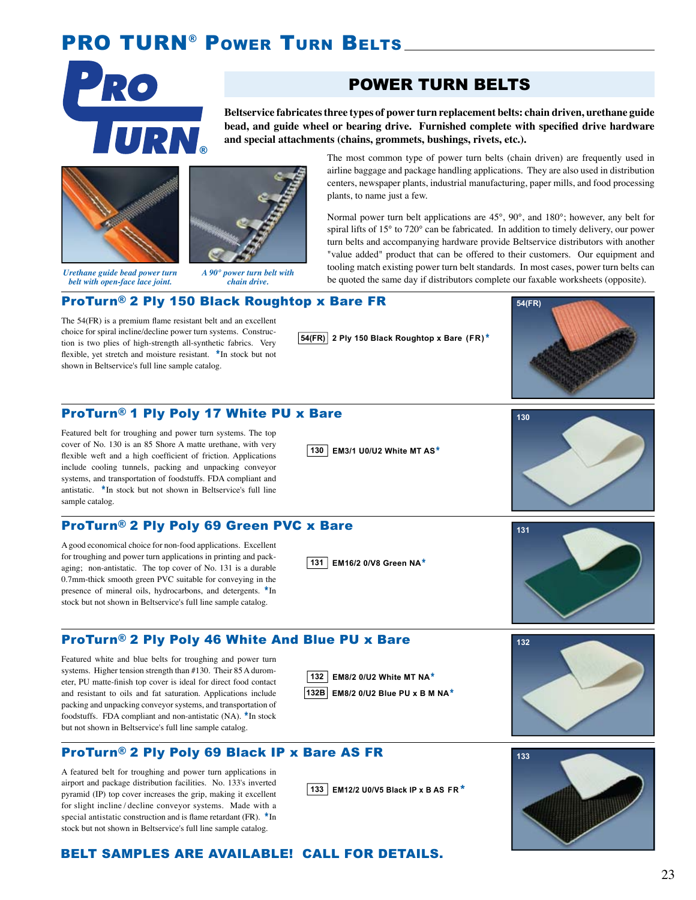# PRO TURN® Power Turn Belts

## POWER TURN BELTS

**Beltservice fabricates three types of power turn replacement belts: chain driven, urethane guide bead, and guide wheel or bearing drive. Furnished complete with specified drive hardware and special attachments (chains, grommets, bushings, rivets, etc.).**

The most common type of power turn belts (chain driven) are frequently used in airline baggage and package handling applications. They are also used in distribution centers, newspaper plants, industrial manufacturing, paper mills, and food processing plants, to name just a few.

Normal power turn belt applications are 45°, 90°, and 180°; however, any belt for spiral lifts of 15° to 720° can be fabricated. In addition to timely delivery, our power turn belts and accompanying hardware provide Beltservice distributors with another "value added" product that can be offered to their customers. Our equipment and tooling match existing power turn belt standards. In most cases, power turn belts can be quoted the same day if distributors complete our faxable worksheets (opposite).

*Urethane guide bead power turn belt with open-face lace joint.*

*A 90° power turn belt with chain drive.*

## ProTurn® 2 Ply 150 Black Roughtop x Bare FR

The 54(FR) is a premium flame resistant belt and an excellent choice for spiral incline/decline power turn systems. Construction is two plies of high-strength all-synthetic fabrics. Very flexible, yet stretch and moisture resistant. *In stock but not shown in Beltservice's full line sample catalog.

**54(FR)** 2 Ply 150 Black Roughtop x Bare (FR)*

## ProTurn® 1 Ply Poly 17 White PU x Bare

Featured belt for troughing and power turn systems. The top cover of No. 130 is an 85 Shore A matte urethane, with very flexible weft and a high coefficient of friction. Applications include cooling tunnels, packing and unpacking conveyor systems, and transportation of foodstuffs. FDA compliant and antistatic. *In stock but not shown in Beltservice's full line sample catalog.

**130** EM3/1 U0/U2 White MT AS*

## ProTurn® 2 Ply Poly 69 Green PVC x Bare

A good economical choice for non-food applications. Excellent for troughing and power turn applications in printing and packaging; non-antistatic. The top cover of No. 131 is a durable 0.7mm-thick smooth green PVC suitable for conveying in the presence of mineral oils, hydrocarbons, and detergents. *In stock but not shown in Beltservice's full line sample catalog.

**131** EM16/2 0/V8 Green NA*

## ProTurn® 2 Ply Poly 46 White And Blue PU x Bare

Featured white and blue belts for troughing and power turn systems. Higher tension strength than #130. Their 85 A durometer, PU matte-finish top cover is ideal for direct food contact and resistant to oils and fat saturation. Applications include packing and unpacking conveyor systems, and transportation of foodstuffs. FDA compliant and non-antistatic (NA). *In stock but not shown in Beltservice's full line sample catalog.

**132** EM8/2 0/U2 White MT NA*

**132B** EM8/2 0/U2 Blue PU x B M NA*

## ProTurn® 2 Ply Poly 69 Black IP x Bare AS FR

A featured belt for troughing and power turn applications in airport and package distribution facilities. No. 133's inverted pyramid (IP) top cover increases the grip, making it excellent for slight incline / decline conveyor systems. Made with a special antistatic construction and is flame retardant (FR). *In stock but not shown in Beltservice's full line sample catalog.

**133** EM12/2 U0/V5 Black IP x B AS FR*

**BELT SAMPLES ARE AVAILABLE! CALL FOR DETAILS.**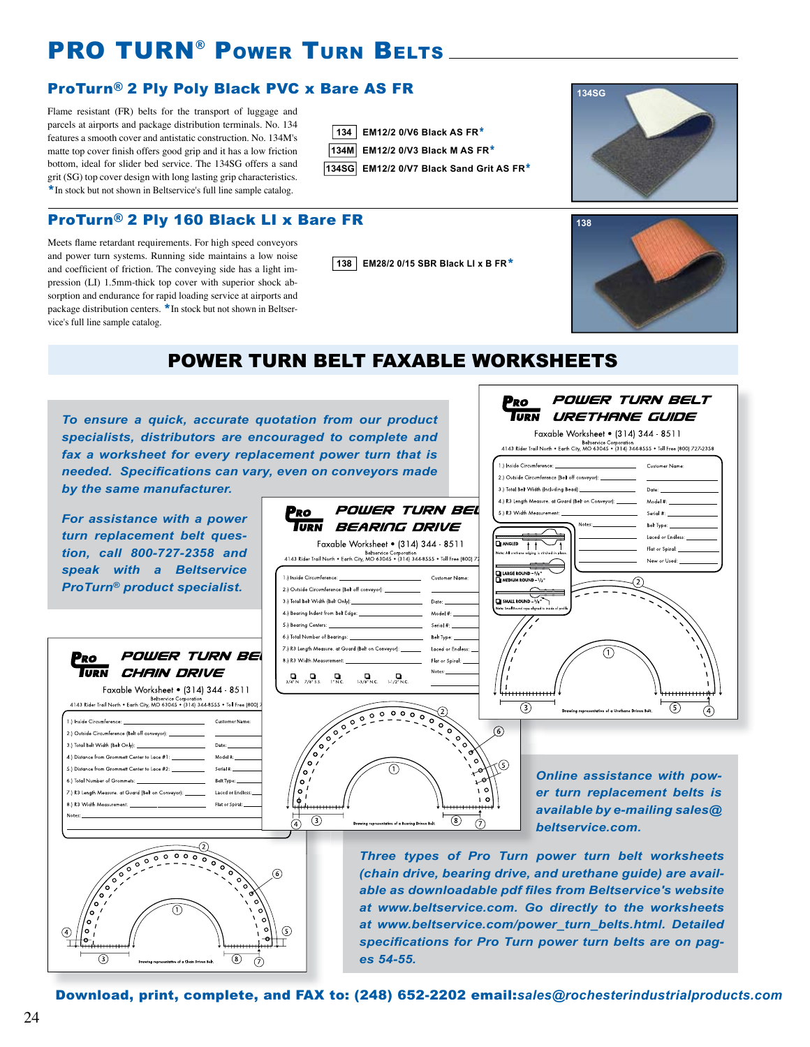# PRO TURN® Power Turn Belts

## ProTurn® 2 Ply Poly Black PVC x Bare AS FR

Flame resistant (FR) belts for the transport of luggage and parcels at airports and package distribution terminals. No. 134 features a smooth cover and antistatic construction. No. 134M's matte top cover finish offers good grip and it has a low friction bottom, ideal for slider bed service. The 134SG offers a sand grit (SG) top cover design with long lasting grip characteristics.
*In stock but not shown in Beltservice's full line sample catalog.

| | |
|---|---|
| 134 | EM12/2 0/V6 Black AS FR* |
| 134M | EM12/2 0/V3 Black M AS FR* |
| 134SG | EM12/2 0/V7 Black Sand Grit AS FR* |

134SG

## ProTurn® 2 Ply 160 Black LI x Bare FR

Meets flame retardant requirements. For high speed conveyors and power turn systems. Running side maintains a low noise and coefficient of friction. The conveying side has a light impression (LI) 1.5mm-thick top cover with superior shock absorption and endurance for rapid loading service at airports and package distribution centers. *In stock but not shown in Beltservice's full line sample catalog.

| | |
|---|---|
| 138 | EM28/2 0/15 SBR Black LI x B FR* |

138

## POWER TURN BELT FAXABLE WORKSHEETS

*To ensure a quick, accurate quotation from our product specialists, distributors are encouraged to complete and fax a worksheet for every replacement power turn that is needed. Specifications can vary, even on conveyors made by the same manufacturer.*

*For assistance with a power turn replacement belt question, call 800-727-2358 and speak with a Beltservice ProTurn® product specialist.*

*Online assistance with power turn replacement belts is available by e-mailing sales@beltservice.com.*

*Three types of Pro Turn power turn belt worksheets (chain drive, bearing drive, and urethane guide) are available as downloadable pdf files from Beltservice's website at www.beltservice.com. Go directly to the worksheets at www.beltservice.com/power_turn_belts.html. Detailed specifications for Pro Turn power turn belts are on pages 54-55.*

**Download, print, complete, and FAX to: (248) 652-2202 email:***sales@rochesterindustrialproducts.com*